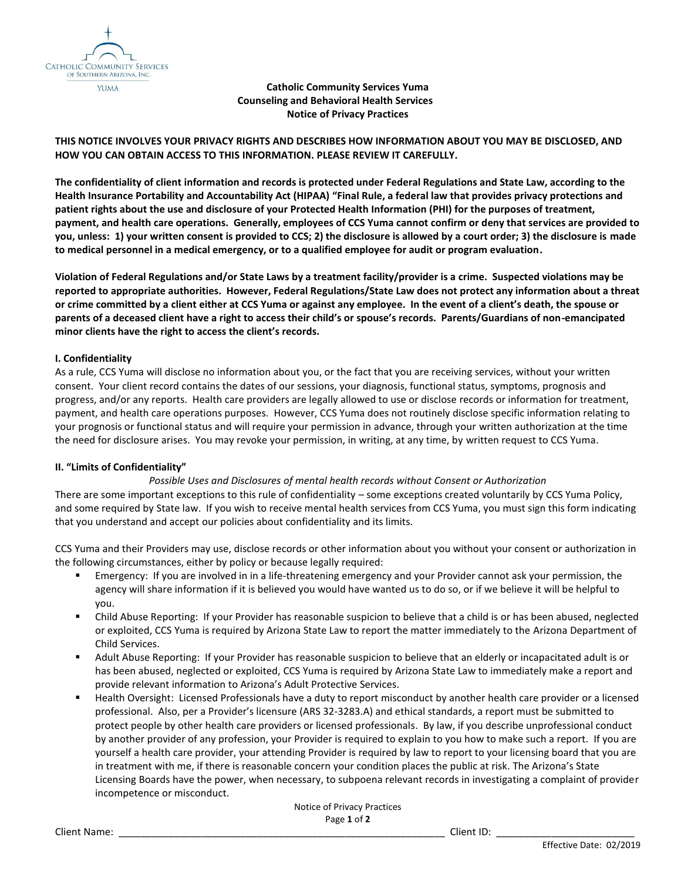CATHOLIC COMMUNITY SERVICES OF SOUTHERN ARIZONA, INC.
YUMA

**Catholic Community Services Yuma**
**Counseling and Behavioral Health Services**
**Notice of Privacy Practices**

**THIS NOTICE INVOLVES YOUR PRIVACY RIGHTS AND DESCRIBES HOW INFORMATION ABOUT YOU MAY BE DISCLOSED, AND HOW YOU CAN OBTAIN ACCESS TO THIS INFORMATION. PLEASE REVIEW IT CAREFULLY.**

**The confidentiality of client information and records is protected under Federal Regulations and State Law, according to the Health Insurance Portability and Accountability Act (HIPAA) "Final Rule, a federal law that provides privacy protections and patient rights about the use and disclosure of your Protected Health Information (PHI) for the purposes of treatment, payment, and health care operations. Generally, employees of CCS Yuma cannot confirm or deny that services are provided to you, unless: 1) your written consent is provided to CCS; 2) the disclosure is allowed by a court order; 3) the disclosure is made to medical personnel in a medical emergency, or to a qualified employee for audit or program evaluation.**

**Violation of Federal Regulations and/or State Laws by a treatment facility/provider is a crime. Suspected violations may be reported to appropriate authorities. However, Federal Regulations/State Law does not protect any information about a threat or crime committed by a client either at CCS Yuma or against any employee. In the event of a client's death, the spouse or parents of a deceased client have a right to access their child's or spouse's records. Parents/Guardians of non-emancipated minor clients have the right to access the client's records.**

## I. Confidentiality

As a rule, CCS Yuma will disclose no information about you, or the fact that you are receiving services, without your written consent. Your client record contains the dates of our sessions, your diagnosis, functional status, symptoms, prognosis and progress, and/or any reports. Health care providers are legally allowed to use or disclose records or information for treatment, payment, and health care operations purposes. However, CCS Yuma does not routinely disclose specific information relating to your prognosis or functional status and will require your permission in advance, through your written authorization at the time the need for disclosure arises. You may revoke your permission, in writing, at any time, by written request to CCS Yuma.

## II. "Limits of Confidentiality"

*Possible Uses and Disclosures of mental health records without Consent or Authorization*

There are some important exceptions to this rule of confidentiality – some exceptions created voluntarily by CCS Yuma Policy, and some required by State law. If you wish to receive mental health services from CCS Yuma, you must sign this form indicating that you understand and accept our policies about confidentiality and its limits.

CCS Yuma and their Providers may use, disclose records or other information about you without your consent or authorization in the following circumstances, either by policy or because legally required:

- Emergency: If you are involved in in a life-threatening emergency and your Provider cannot ask your permission, the agency will share information if it is believed you would have wanted us to do so, or if we believe it will be helpful to you.
- Child Abuse Reporting: If your Provider has reasonable suspicion to believe that a child is or has been abused, neglected or exploited, CCS Yuma is required by Arizona State Law to report the matter immediately to the Arizona Department of Child Services.
- Adult Abuse Reporting: If your Provider has reasonable suspicion to believe that an elderly or incapacitated adult is or has been abused, neglected or exploited, CCS Yuma is required by Arizona State Law to immediately make a report and provide relevant information to Arizona's Adult Protective Services.
- Health Oversight: Licensed Professionals have a duty to report misconduct by another health care provider or a licensed professional. Also, per a Provider's licensure (ARS 32-3283.A) and ethical standards, a report must be submitted to protect people by other health care providers or licensed professionals. By law, if you describe unprofessional conduct by another provider of any profession, your Provider is required to explain to you how to make such a report. If you are yourself a health care provider, your attending Provider is required by law to report to your licensing board that you are in treatment with me, if there is reasonable concern your condition places the public at risk. The Arizona's State Licensing Boards have the power, when necessary, to subpoena relevant records in investigating a complaint of provider incompetence or misconduct.

Client Name: ______________________________ Client ID: ______________________

Effective Date: 02/2019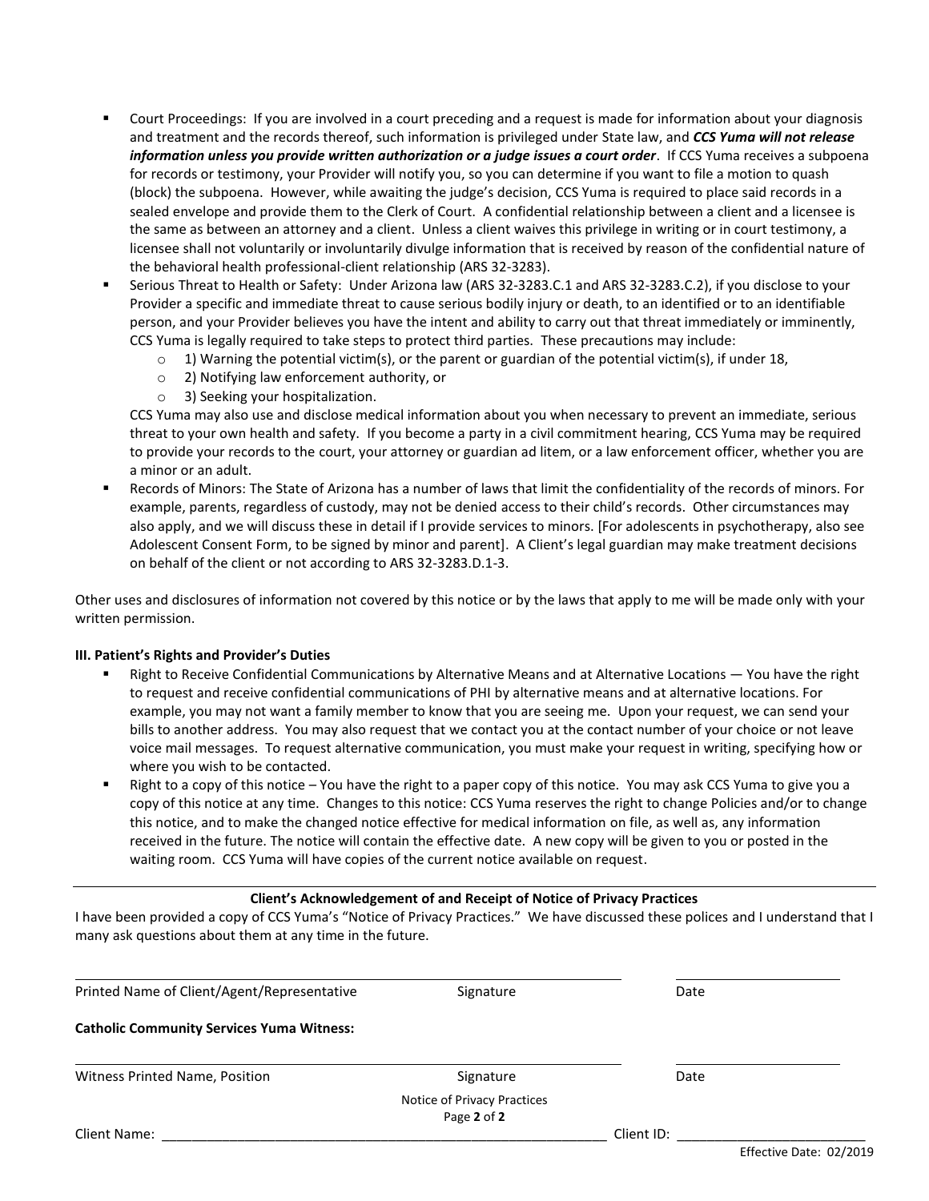- Court Proceedings: If you are involved in a court preceding and a request is made for information about your diagnosis and treatment and the records thereof, such information is privileged under State law, and ***CCS Yuma will not release information unless you provide written authorization or a judge issues a court order***. If CCS Yuma receives a subpoena for records or testimony, your Provider will notify you, so you can determine if you want to file a motion to quash (block) the subpoena. However, while awaiting the judge's decision, CCS Yuma is required to place said records in a sealed envelope and provide them to the Clerk of Court. A confidential relationship between a client and a licensee is the same as between an attorney and a client. Unless a client waives this privilege in writing or in court testimony, a licensee shall not voluntarily or involuntarily divulge information that is received by reason of the confidential nature of the behavioral health professional-client relationship (ARS 32-3283).
- Serious Threat to Health or Safety: Under Arizona law (ARS 32-3283.C.1 and ARS 32-3283.C.2), if you disclose to your Provider a specific and immediate threat to cause serious bodily injury or death, to an identified or to an identifiable person, and your Provider believes you have the intent and ability to carry out that threat immediately or imminently, CCS Yuma is legally required to take steps to protect third parties. These precautions may include:
  - 1) Warning the potential victim(s), or the parent or guardian of the potential victim(s), if under 18,
  - 2) Notifying law enforcement authority, or
  - 3) Seeking your hospitalization.

  CCS Yuma may also use and disclose medical information about you when necessary to prevent an immediate, serious threat to your own health and safety. If you become a party in a civil commitment hearing, CCS Yuma may be required to provide your records to the court, your attorney or guardian ad litem, or a law enforcement officer, whether you are a minor or an adult.
- Records of Minors: The State of Arizona has a number of laws that limit the confidentiality of the records of minors. For example, parents, regardless of custody, may not be denied access to their child's records. Other circumstances may also apply, and we will discuss these in detail if I provide services to minors. [For adolescents in psychotherapy, also see Adolescent Consent Form, to be signed by minor and parent]. A Client's legal guardian may make treatment decisions on behalf of the client or not according to ARS 32-3283.D.1-3.

Other uses and disclosures of information not covered by this notice or by the laws that apply to me will be made only with your written permission.

**III. Patient's Rights and Provider's Duties**

- Right to Receive Confidential Communications by Alternative Means and at Alternative Locations — You have the right to request and receive confidential communications of PHI by alternative means and at alternative locations. For example, you may not want a family member to know that you are seeing me. Upon your request, we can send your bills to another address. You may also request that we contact you at the contact number of your choice or not leave voice mail messages. To request alternative communication, you must make your request in writing, specifying how or where you wish to be contacted.
- Right to a copy of this notice – You have the right to a paper copy of this notice. You may ask CCS Yuma to give you a copy of this notice at any time. Changes to this notice: CCS Yuma reserves the right to change Policies and/or to change this notice, and to make the changed notice effective for medical information on file, as well as, any information received in the future. The notice will contain the effective date. A new copy will be given to you or posted in the waiting room. CCS Yuma will have copies of the current notice available on request.

---

**Client's Acknowledgement of and Receipt of Notice of Privacy Practices**

I have been provided a copy of CCS Yuma's "Notice of Privacy Practices." We have discussed these polices and I understand that I many ask questions about them at any time in the future.

_______________________________________________________ _______________________

Printed Name of Client/Agent/Representative Signature Date

**Catholic Community Services Yuma Witness:**

_______________________________________________________ _______________________

Witness Printed Name, Position Signature Date

Client Name: ____________________________________________________________ Client ID: _________________________